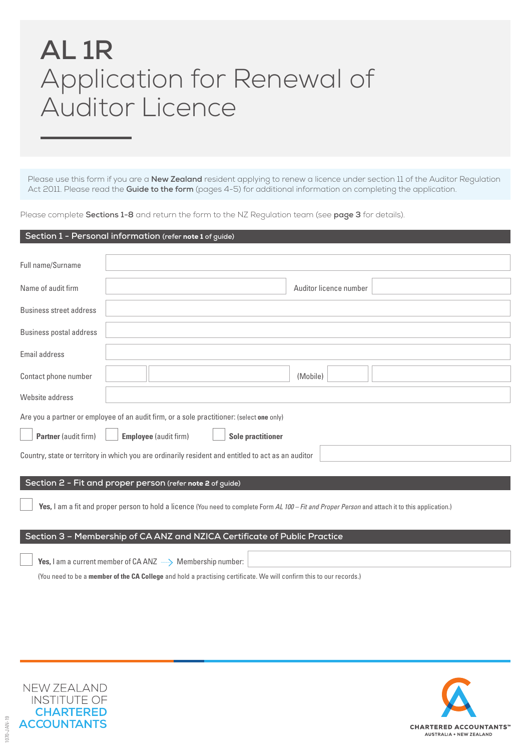# AL 1R
# Application for Renewal of Auditor Licence

Please use this form if you are a **New Zealand** resident applying to renew a licence under section 11 of the Auditor Regulation Act 2011. Please read the **Guide to the form** (pages 4-5) for additional information on completing the application.

Please complete **Sections 1-8** and return the form to the NZ Regulation team (see **page 3** for details).

## Section 1 - Personal information (refer **note 1** of guide)

Full name/Surname

Name of audit firm | Auditor licence number

Business street address

Business postal address

Email address

Contact phone number | (Mobile)

Website address

Are you a partner or employee of an audit firm, or a sole practitioner: (select **one** only)

☐ **Partner** (audit firm) ☐ **Employee** (audit firm) ☐ **Sole practitioner**

Country, state or territory in which you are ordinarily resident and entitled to act as an auditor

## Section 2 - Fit and proper person (refer **note 2** of guide)

☐ **Yes,** I am a fit and proper person to hold a licence (You need to complete Form *AL 100 – Fit and Proper Person* and attach it to this application.)

## Section 3 – Membership of CA ANZ and NZICA Certificate of Public Practice

☐ **Yes,** I am a current member of CA ANZ → Membership number:

(You need to be a **member of the CA College** and hold a practising certificate. We will confirm this to our records.)

NEW ZEALAND INSTITUTE OF CHARTERED ACCOUNTANTS

CHARTERED ACCOUNTANTS™ AUSTRALIA + NEW ZEALAND

1070-JAN-19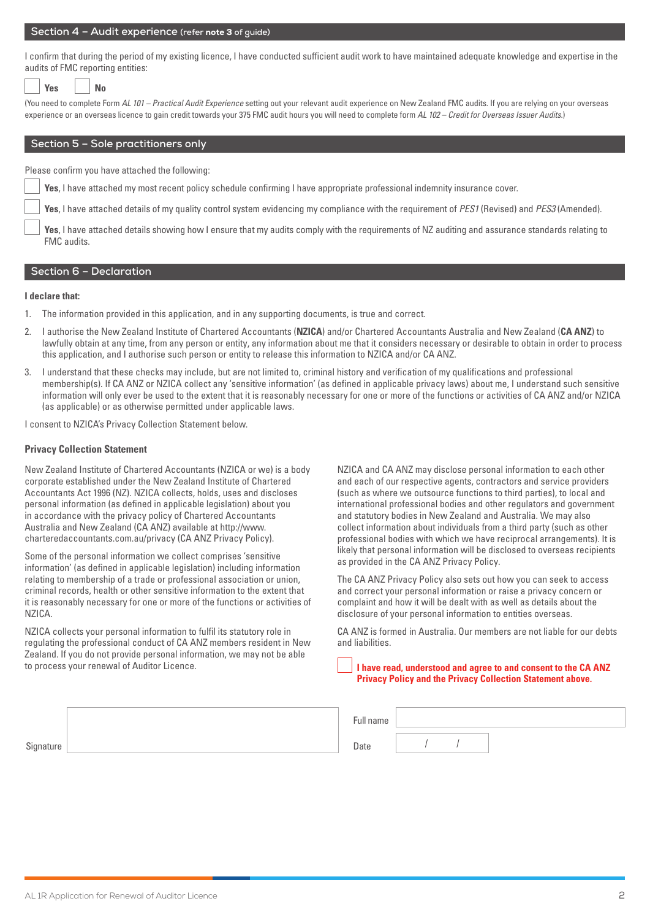## Section 4 – Audit experience (refer **note 3** of guide)

I confirm that during the period of my existing licence, I have conducted sufficient audit work to have maintained adequate knowledge and expertise in the audits of FMC reporting entities:

☐ **Yes** ☐ **No**

(You need to complete Form *AL 101 – Practical Audit Experience* setting out your relevant audit experience on New Zealand FMC audits. If you are relying on your overseas experience or an overseas licence to gain credit towards your 375 FMC audit hours you will need to complete form *AL 102 – Credit for Overseas Issuer Audits*.)

## Section 5 – Sole practitioners only

Please confirm you have attached the following:

☐ **Yes**, I have attached my most recent policy schedule confirming I have appropriate professional indemnity insurance cover.

☐ **Yes**, I have attached details of my quality control system evidencing my compliance with the requirement of *PES1* (Revised) and *PES3* (Amended).

☐ **Yes**, I have attached details showing how I ensure that my audits comply with the requirements of NZ auditing and assurance standards relating to FMC audits.

## Section 6 – Declaration

**I declare that:**

1. The information provided in this application, and in any supporting documents, is true and correct.
2. I authorise the New Zealand Institute of Chartered Accountants (**NZICA**) and/or Chartered Accountants Australia and New Zealand (**CA ANZ**) to lawfully obtain at any time, from any person or entity, any information about me that it considers necessary or desirable to obtain in order to process this application, and I authorise such person or entity to release this information to NZICA and/or CA ANZ.
3. I understand that these checks may include, but are not limited to, criminal history and verification of my qualifications and professional membership(s). If CA ANZ or NZICA collect any 'sensitive information' (as defined in applicable privacy laws) about me, I understand such sensitive information will only ever be used to the extent that it is reasonably necessary for one or more of the functions or activities of CA ANZ and/or NZICA (as applicable) or as otherwise permitted under applicable laws.

I consent to NZICA's Privacy Collection Statement below.

**Privacy Collection Statement**

New Zealand Institute of Chartered Accountants (NZICA or we) is a body corporate established under the New Zealand Institute of Chartered Accountants Act 1996 (NZ). NZICA collects, holds, uses and discloses personal information (as defined in applicable legislation) about you in accordance with the privacy policy of Chartered Accountants Australia and New Zealand (CA ANZ) available at http://www.charteredaccountants.com.au/privacy (CA ANZ Privacy Policy).

Some of the personal information we collect comprises 'sensitive information' (as defined in applicable legislation) including information relating to membership of a trade or professional association or union, criminal records, health or other sensitive information to the extent that it is reasonably necessary for one or more of the functions or activities of NZICA.

NZICA collects your personal information to fulfil its statutory role in regulating the professional conduct of CA ANZ members resident in New Zealand. If you do not provide personal information, we may not be able to process your renewal of Auditor Licence.

NZICA and CA ANZ may disclose personal information to each other and each of our respective agents, contractors and service providers (such as where we outsource functions to third parties), to local and international professional bodies and other regulators and government and statutory bodies in New Zealand and Australia. We may also collect information about individuals from a third party (such as other professional bodies with which we have reciprocal arrangements). It is likely that personal information will be disclosed to overseas recipients as provided in the CA ANZ Privacy Policy.

The CA ANZ Privacy Policy also sets out how you can seek to access and correct your personal information or raise a privacy concern or complaint and how it will be dealt with as well as details about the disclosure of your personal information to entities overseas.

CA ANZ is formed in Australia. Our members are not liable for our debts and liabilities.

☐ **I have read, understood and agree to and consent to the CA ANZ Privacy Policy and the Privacy Collection Statement above.**

Signature ______________________

Full name ______________________

Date ____ / ____ / ____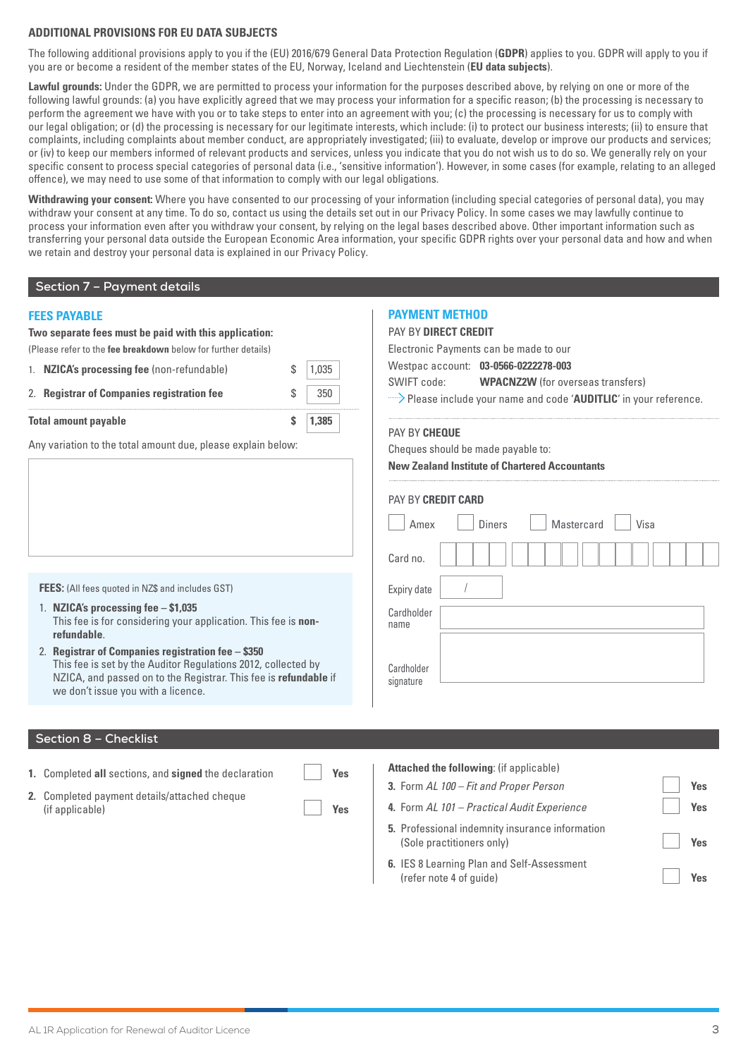## ADDITIONAL PROVISIONS FOR EU DATA SUBJECTS

The following additional provisions apply to you if the (EU) 2016/679 General Data Protection Regulation (**GDPR**) applies to you. GDPR will apply to you if you are or become a resident of the member states of the EU, Norway, Iceland and Liechtenstein (**EU data subjects**).

**Lawful grounds:** Under the GDPR, we are permitted to process your information for the purposes described above, by relying on one or more of the following lawful grounds: (a) you have explicitly agreed that we may process your information for a specific reason; (b) the processing is necessary to perform the agreement we have with you or to take steps to enter into an agreement with you; (c) the processing is necessary for us to comply with our legal obligation; or (d) the processing is necessary for our legitimate interests, which include: (i) to protect our business interests; (ii) to ensure that complaints, including complaints about member conduct, are appropriately investigated; (iii) to evaluate, develop or improve our products and services; or (iv) to keep our members informed of relevant products and services, unless you indicate that you do not wish us to do so. We generally rely on your specific consent to process special categories of personal data (i.e., 'sensitive information'). However, in some cases (for example, relating to an alleged offence), we may need to use some of that information to comply with our legal obligations.

**Withdrawing your consent:** Where you have consented to our processing of your information (including special categories of personal data), you may withdraw your consent at any time. To do so, contact us using the details set out in our Privacy Policy. In some cases we may lawfully continue to process your information even after you withdraw your consent, by relying on the legal bases described above. Other important information such as transferring your personal data outside the European Economic Area information, your specific GDPR rights over your personal data and how and when we retain and destroy your personal data is explained in our Privacy Policy.

## Section 7 – Payment details

### FEES PAYABLE

**Two separate fees must be paid with this application:**
(Please refer to the **fee breakdown** below for further details)

| | | |
|---|---|---|
| 1. **NZICA's processing fee** (non-refundable) | $ | 1,035 |
| 2. **Registrar of Companies registration fee** | $ | 350 |
| **Total amount payable** | **$** | **1,385** |

Any variation to the total amount due, please explain below:

**FEES:** (All fees quoted in NZ$ and includes GST)

1. **NZICA's processing fee – $1,035**
   This fee is for considering your application. This fee is **non-refundable**.
2. **Registrar of Companies registration fee – $350**
   This fee is set by the Auditor Regulations 2012, collected by NZICA, and passed on to the Registrar. This fee is **refundable** if we don't issue you with a licence.

### PAYMENT METHOD

PAY BY **DIRECT CREDIT**
Electronic Payments can be made to our
Westpac account: **03-0566-0222278-003**
SWIFT code: **WPACNZ2W** (for overseas transfers)
Please include your name and code '**AUDITLIC**' in your reference.

PAY BY **CHEQUE**
Cheques should be made payable to:
**New Zealand Institute of Chartered Accountants**

PAY BY **CREDIT CARD**

☐ Amex ☐ Diners ☐ Mastercard ☐ Visa

Card no.

Expiry date /

Cardholder name

Cardholder signature

## Section 8 – Checklist

1. Completed **all** sections, and **signed** the declaration ☐ Yes
2. Completed payment details/attached cheque (if applicable) ☐ Yes

**Attached the following**: (if applicable)

3. Form *AL 100 – Fit and Proper Person* ☐ Yes
4. Form *AL 101 – Practical Audit Experience* ☐ Yes
5. Professional indemnity insurance information (Sole practitioners only) ☐ Yes
6. IES 8 Learning Plan and Self-Assessment (refer note 4 of guide) ☐ Yes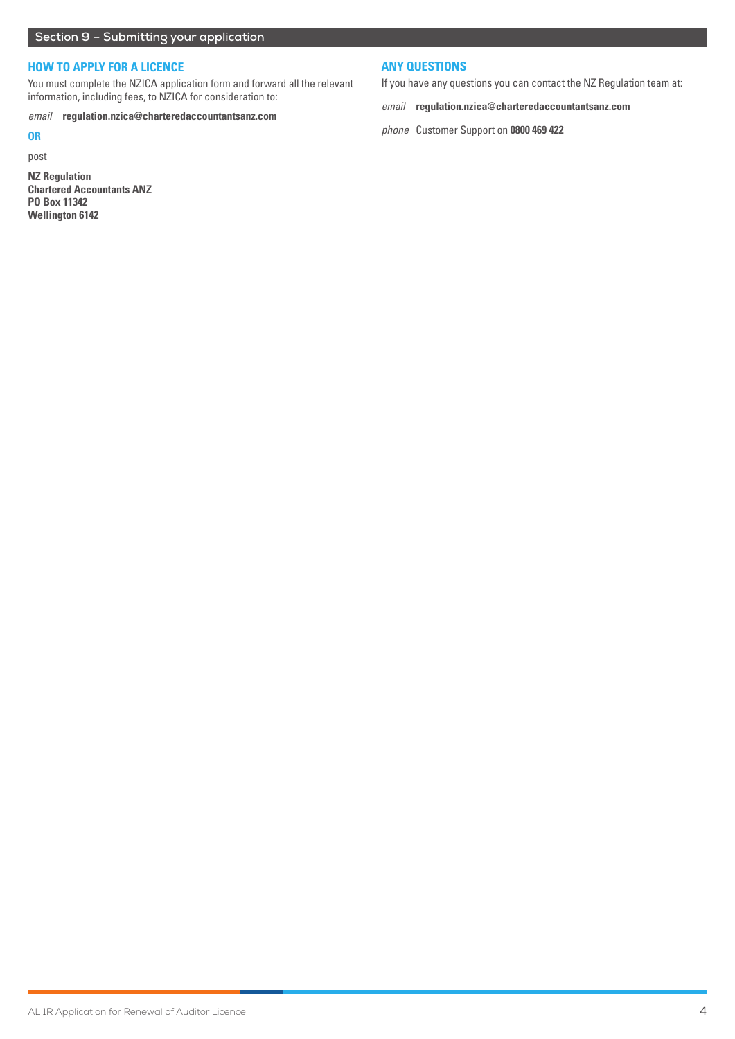## Section 9 – Submitting your application

### HOW TO APPLY FOR A LICENCE

You must complete the NZICA application form and forward all the relevant information, including fees, to NZICA for consideration to:

*email* **regulation.nzica@charteredaccountantsanz.com**

**OR**

post

**NZ Regulation**
**Chartered Accountants ANZ**
**PO Box 11342**
**Wellington 6142**

### ANY QUESTIONS

If you have any questions you can contact the NZ Regulation team at:

*email* **regulation.nzica@charteredaccountantsanz.com**

*phone* Customer Support on **0800 469 422**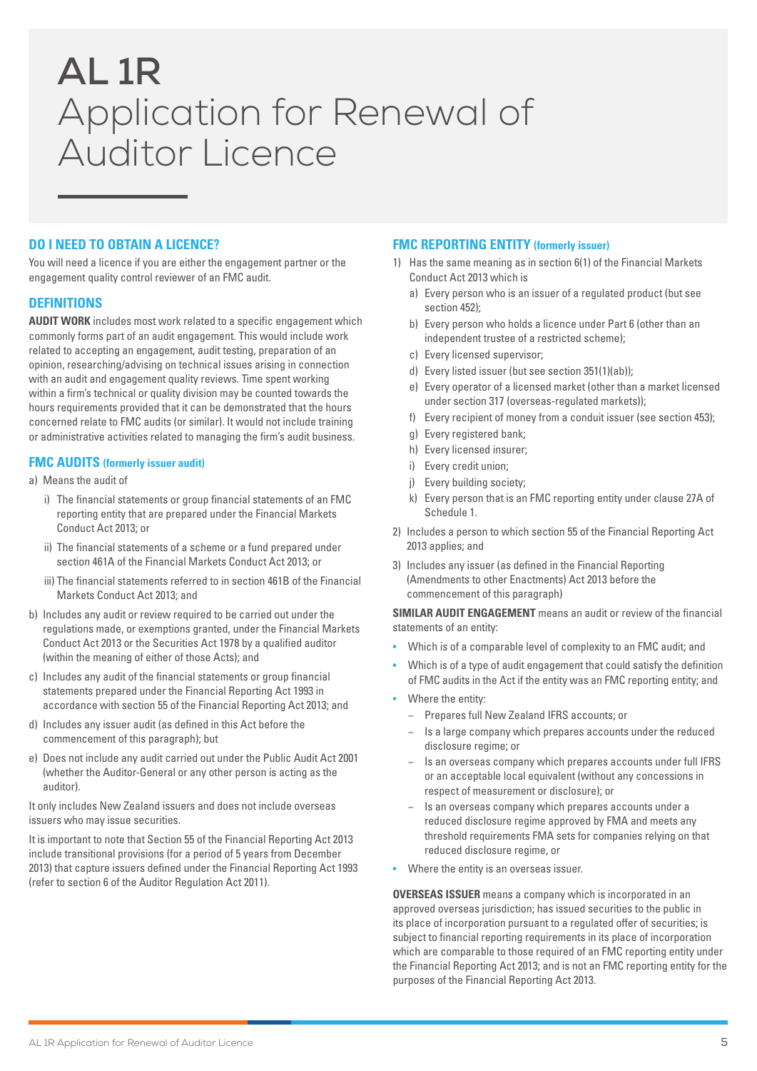# AL 1R Application for Renewal of Auditor Licence

## DO I NEED TO OBTAIN A LICENCE?

You will need a licence if you are either the engagement partner or the engagement quality control reviewer of an FMC audit.

## DEFINITIONS

**AUDIT WORK** includes most work related to a specific engagement which commonly forms part of an audit engagement. This would include work related to accepting an engagement, audit testing, preparation of an opinion, researching/advising on technical issues arising in connection with an audit and engagement quality reviews. Time spent working within a firm's technical or quality division may be counted towards the hours requirements provided that it can be demonstrated that the hours concerned relate to FMC audits (or similar). It would not include training or administrative activities related to managing the firm's audit business.

## FMC AUDITS (formerly issuer audit)

a) Means the audit of

   i) The financial statements or group financial statements of an FMC reporting entity that are prepared under the Financial Markets Conduct Act 2013; or

   ii) The financial statements of a scheme or a fund prepared under section 461A of the Financial Markets Conduct Act 2013; or

   iii) The financial statements referred to in section 461B of the Financial Markets Conduct Act 2013; and

b) Includes any audit or review required to be carried out under the regulations made, or exemptions granted, under the Financial Markets Conduct Act 2013 or the Securities Act 1978 by a qualified auditor (within the meaning of either of those Acts); and

c) Includes any audit of the financial statements or group financial statements prepared under the Financial Reporting Act 1993 in accordance with section 55 of the Financial Reporting Act 2013; and

d) Includes any issuer audit (as defined in this Act before the commencement of this paragraph); but

e) Does not include any audit carried out under the Public Audit Act 2001 (whether the Auditor-General or any other person is acting as the auditor).

It only includes New Zealand issuers and does not include overseas issuers who may issue securities.

It is important to note that Section 55 of the Financial Reporting Act 2013 include transitional provisions (for a period of 5 years from December 2013) that capture issuers defined under the Financial Reporting Act 1993 (refer to section 6 of the Auditor Regulation Act 2011).

## FMC REPORTING ENTITY (formerly issuer)

1) Has the same meaning as in section 6(1) of the Financial Markets Conduct Act 2013 which is

   a) Every person who is an issuer of a regulated product (but see section 452);

   b) Every person who holds a licence under Part 6 (other than an independent trustee of a restricted scheme);

   c) Every licensed supervisor;

   d) Every listed issuer (but see section 351(1)(ab));

   e) Every operator of a licensed market (other than a market licensed under section 317 (overseas-regulated markets));

   f) Every recipient of money from a conduit issuer (see section 453);

   g) Every registered bank;

   h) Every licensed insurer;

   i) Every credit union;

   j) Every building society;

   k) Every person that is an FMC reporting entity under clause 27A of Schedule 1.

2) Includes a person to which section 55 of the Financial Reporting Act 2013 applies; and

3) Includes any issuer (as defined in the Financial Reporting (Amendments to other Enactments) Act 2013 before the commencement of this paragraph)

**SIMILAR AUDIT ENGAGEMENT** means an audit or review of the financial statements of an entity:

- Which is of a comparable level of complexity to an FMC audit; and
- Which is of a type of audit engagement that could satisfy the definition of FMC audits in the Act if the entity was an FMC reporting entity; and
- Where the entity:
  - Prepares full New Zealand IFRS accounts; or
  - Is a large company which prepares accounts under the reduced disclosure regime; or
  - Is an overseas company which prepares accounts under full IFRS or an acceptable local equivalent (without any concessions in respect of measurement or disclosure); or
  - Is an overseas company which prepares accounts under a reduced disclosure regime approved by FMA and meets any threshold requirements FMA sets for companies relying on that reduced disclosure regime, or
- Where the entity is an overseas issuer.

**OVERSEAS ISSUER** means a company which is incorporated in an approved overseas jurisdiction; has issued securities to the public in its place of incorporation pursuant to a regulated offer of securities; is subject to financial reporting requirements in its place of incorporation which are comparable to those required of an FMC reporting entity under the Financial Reporting Act 2013; and is not an FMC reporting entity for the purposes of the Financial Reporting Act 2013.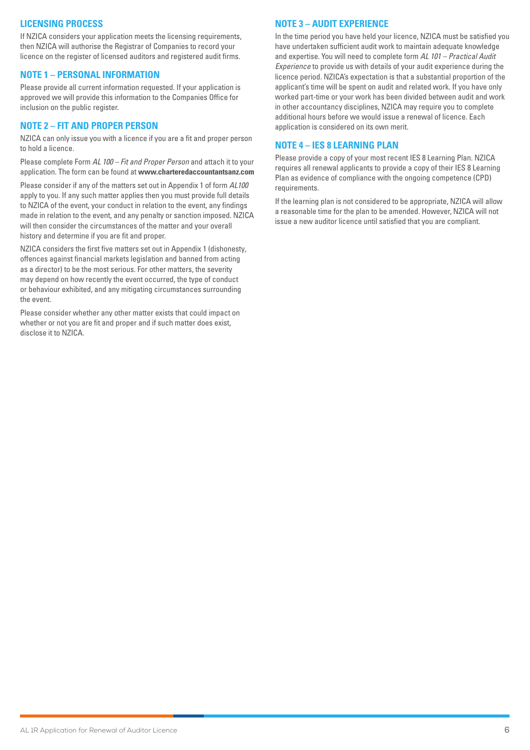## LICENSING PROCESS

If NZICA considers your application meets the licensing requirements, then NZICA will authorise the Registrar of Companies to record your licence on the register of licensed auditors and registered audit firms.

## NOTE 1 – PERSONAL INFORMATION

Please provide all current information requested. If your application is approved we will provide this information to the Companies Office for inclusion on the public register.

## NOTE 2 – FIT AND PROPER PERSON

NZICA can only issue you with a licence if you are a fit and proper person to hold a licence.

Please complete Form *AL 100 – Fit and Proper Person* and attach it to your application. The form can be found at **www.charteredaccountantsanz.com**

Please consider if any of the matters set out in Appendix 1 of form *AL100* apply to you. If any such matter applies then you must provide full details to NZICA of the event, your conduct in relation to the event, any findings made in relation to the event, and any penalty or sanction imposed. NZICA will then consider the circumstances of the matter and your overall history and determine if you are fit and proper.

NZICA considers the first five matters set out in Appendix 1 (dishonesty, offences against financial markets legislation and banned from acting as a director) to be the most serious. For other matters, the severity may depend on how recently the event occurred, the type of conduct or behaviour exhibited, and any mitigating circumstances surrounding the event.

Please consider whether any other matter exists that could impact on whether or not you are fit and proper and if such matter does exist, disclose it to NZICA.

## NOTE 3 – AUDIT EXPERIENCE

In the time period you have held your licence, NZICA must be satisfied you have undertaken sufficient audit work to maintain adequate knowledge and expertise. You will need to complete form *AL 101 – Practical Audit Experience* to provide us with details of your audit experience during the licence period. NZICA's expectation is that a substantial proportion of the applicant's time will be spent on audit and related work. If you have only worked part-time or your work has been divided between audit and work in other accountancy disciplines, NZICA may require you to complete additional hours before we would issue a renewal of licence. Each application is considered on its own merit.

## NOTE 4 – IES 8 LEARNING PLAN

Please provide a copy of your most recent IES 8 Learning Plan. NZICA requires all renewal applicants to provide a copy of their IES 8 Learning Plan as evidence of compliance with the ongoing competence (CPD) requirements.

If the learning plan is not considered to be appropriate, NZICA will allow a reasonable time for the plan to be amended. However, NZICA will not issue a new auditor licence until satisfied that you are compliant.